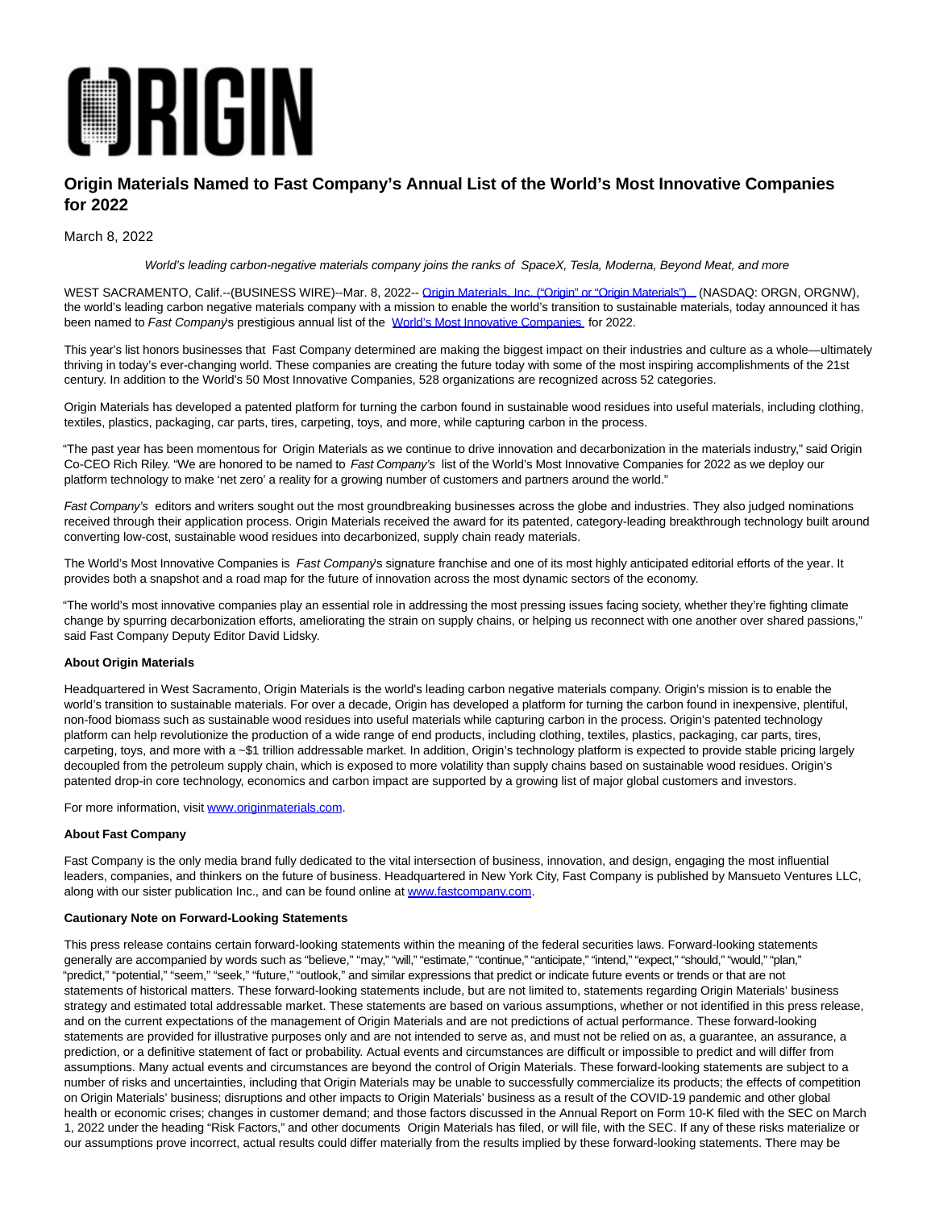ORIGIN

# Origin Materials Named to Fast Company's Annual List of the World's Most Innovative Companies for 2022

March 8, 2022

*World's leading carbon-negative materials company joins the ranks of SpaceX, Tesla, Moderna, Beyond Meat, and more*

WEST SACRAMENTO, Calif.--(BUSINESS WIRE)--Mar. 8, 2022-- Origin Materials, Inc. ("Origin" or "Origin Materials") (NASDAQ: ORGN, ORGNW), the world's leading carbon negative materials company with a mission to enable the world's transition to sustainable materials, today announced it has been named to *Fast Company*'s prestigious annual list of the World's Most Innovative Companies for 2022.

This year's list honors businesses that Fast Company determined are making the biggest impact on their industries and culture as a whole—ultimately thriving in today's ever-changing world. These companies are creating the future today with some of the most inspiring accomplishments of the 21st century. In addition to the World's 50 Most Innovative Companies, 528 organizations are recognized across 52 categories.

Origin Materials has developed a patented platform for turning the carbon found in sustainable wood residues into useful materials, including clothing, textiles, plastics, packaging, car parts, tires, carpeting, toys, and more, while capturing carbon in the process.

"The past year has been momentous for Origin Materials as we continue to drive innovation and decarbonization in the materials industry," said Origin Co-CEO Rich Riley. "We are honored to be named to *Fast Company's* list of the World's Most Innovative Companies for 2022 as we deploy our platform technology to make 'net zero' a reality for a growing number of customers and partners around the world."

*Fast Company's* editors and writers sought out the most groundbreaking businesses across the globe and industries. They also judged nominations received through their application process. Origin Materials received the award for its patented, category-leading breakthrough technology built around converting low-cost, sustainable wood residues into decarbonized, supply chain ready materials.

The World's Most Innovative Companies is *Fast Company*'s signature franchise and one of its most highly anticipated editorial efforts of the year. It provides both a snapshot and a road map for the future of innovation across the most dynamic sectors of the economy.

"The world's most innovative companies play an essential role in addressing the most pressing issues facing society, whether they're fighting climate change by spurring decarbonization efforts, ameliorating the strain on supply chains, or helping us reconnect with one another over shared passions," said Fast Company Deputy Editor David Lidsky.

**About Origin Materials**

Headquartered in West Sacramento, Origin Materials is the world's leading carbon negative materials company. Origin's mission is to enable the world's transition to sustainable materials. For over a decade, Origin has developed a platform for turning the carbon found in inexpensive, plentiful, non-food biomass such as sustainable wood residues into useful materials while capturing carbon in the process. Origin's patented technology platform can help revolutionize the production of a wide range of end products, including clothing, textiles, plastics, packaging, car parts, tires, carpeting, toys, and more with a ~$1 trillion addressable market. In addition, Origin's technology platform is expected to provide stable pricing largely decoupled from the petroleum supply chain, which is exposed to more volatility than supply chains based on sustainable wood residues. Origin's patented drop-in core technology, economics and carbon impact are supported by a growing list of major global customers and investors.

For more information, visit www.originmaterials.com.

**About Fast Company**

Fast Company is the only media brand fully dedicated to the vital intersection of business, innovation, and design, engaging the most influential leaders, companies, and thinkers on the future of business. Headquartered in New York City, Fast Company is published by Mansueto Ventures LLC, along with our sister publication Inc., and can be found online at www.fastcompany.com.

**Cautionary Note on Forward-Looking Statements**

This press release contains certain forward-looking statements within the meaning of the federal securities laws. Forward-looking statements generally are accompanied by words such as "believe," "may," "will," "estimate," "continue," "anticipate," "intend," "expect," "should," "would," "plan," "predict," "potential," "seem," "seek," "future," "outlook," and similar expressions that predict or indicate future events or trends or that are not statements of historical matters. These forward-looking statements include, but are not limited to, statements regarding Origin Materials' business strategy and estimated total addressable market. These statements are based on various assumptions, whether or not identified in this press release, and on the current expectations of the management of Origin Materials and are not predictions of actual performance. These forward-looking statements are provided for illustrative purposes only and are not intended to serve as, and must not be relied on as, a guarantee, an assurance, a prediction, or a definitive statement of fact or probability. Actual events and circumstances are difficult or impossible to predict and will differ from assumptions. Many actual events and circumstances are beyond the control of Origin Materials. These forward-looking statements are subject to a number of risks and uncertainties, including that Origin Materials may be unable to successfully commercialize its products; the effects of competition on Origin Materials' business; disruptions and other impacts to Origin Materials' business as a result of the COVID-19 pandemic and other global health or economic crises; changes in customer demand; and those factors discussed in the Annual Report on Form 10-K filed with the SEC on March 1, 2022 under the heading "Risk Factors," and other documents Origin Materials has filed, or will file, with the SEC. If any of these risks materialize or our assumptions prove incorrect, actual results could differ materially from the results implied by these forward-looking statements. There may be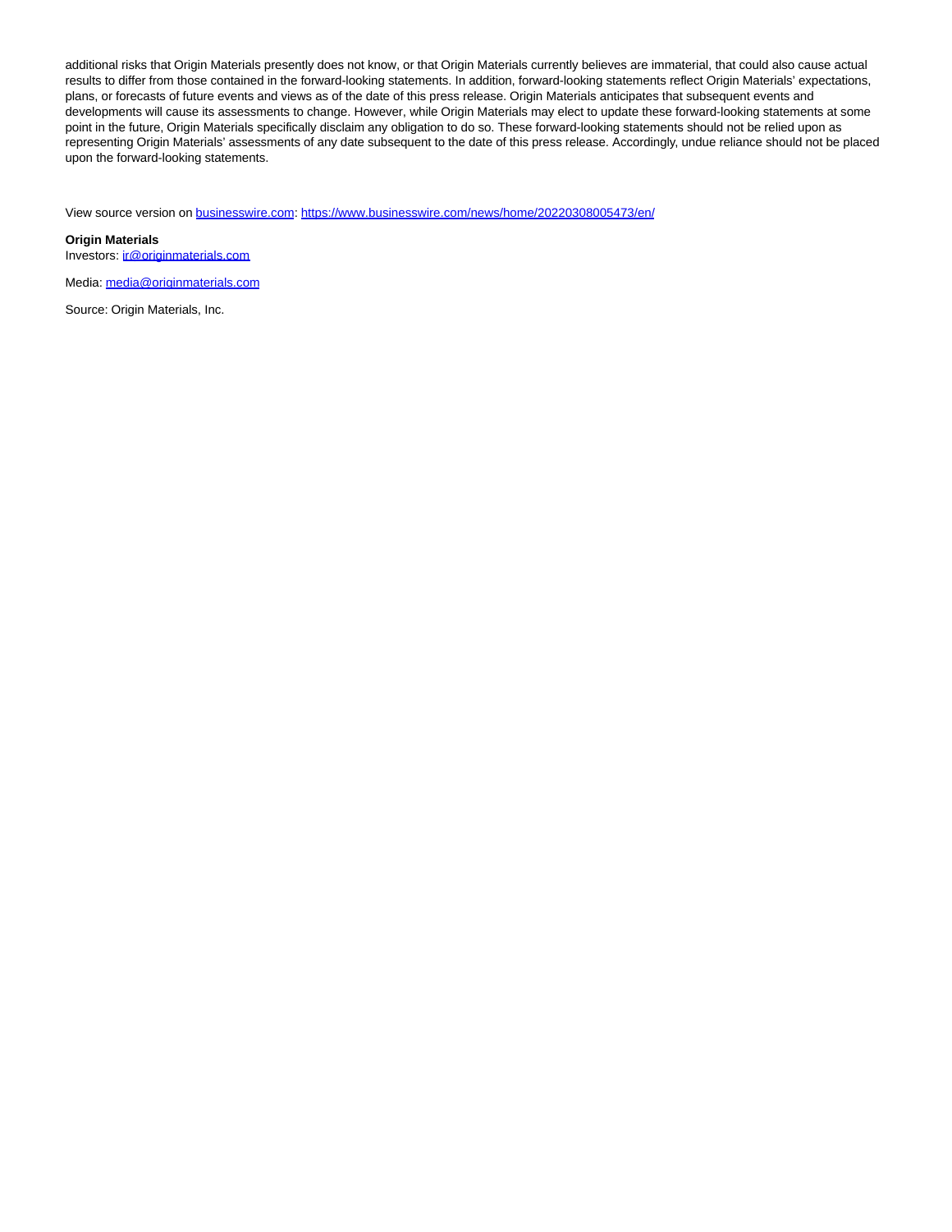additional risks that Origin Materials presently does not know, or that Origin Materials currently believes are immaterial, that could also cause actual results to differ from those contained in the forward-looking statements. In addition, forward-looking statements reflect Origin Materials' expectations, plans, or forecasts of future events and views as of the date of this press release. Origin Materials anticipates that subsequent events and developments will cause its assessments to change. However, while Origin Materials may elect to update these forward-looking statements at some point in the future, Origin Materials specifically disclaim any obligation to do so. These forward-looking statements should not be relied upon as representing Origin Materials' assessments of any date subsequent to the date of this press release. Accordingly, undue reliance should not be placed upon the forward-looking statements.

View source version on businesswire.com: https://www.businesswire.com/news/home/20220308005473/en/

**Origin Materials**
Investors: ir@originmaterials.com

Media: media@originmaterials.com

Source: Origin Materials, Inc.